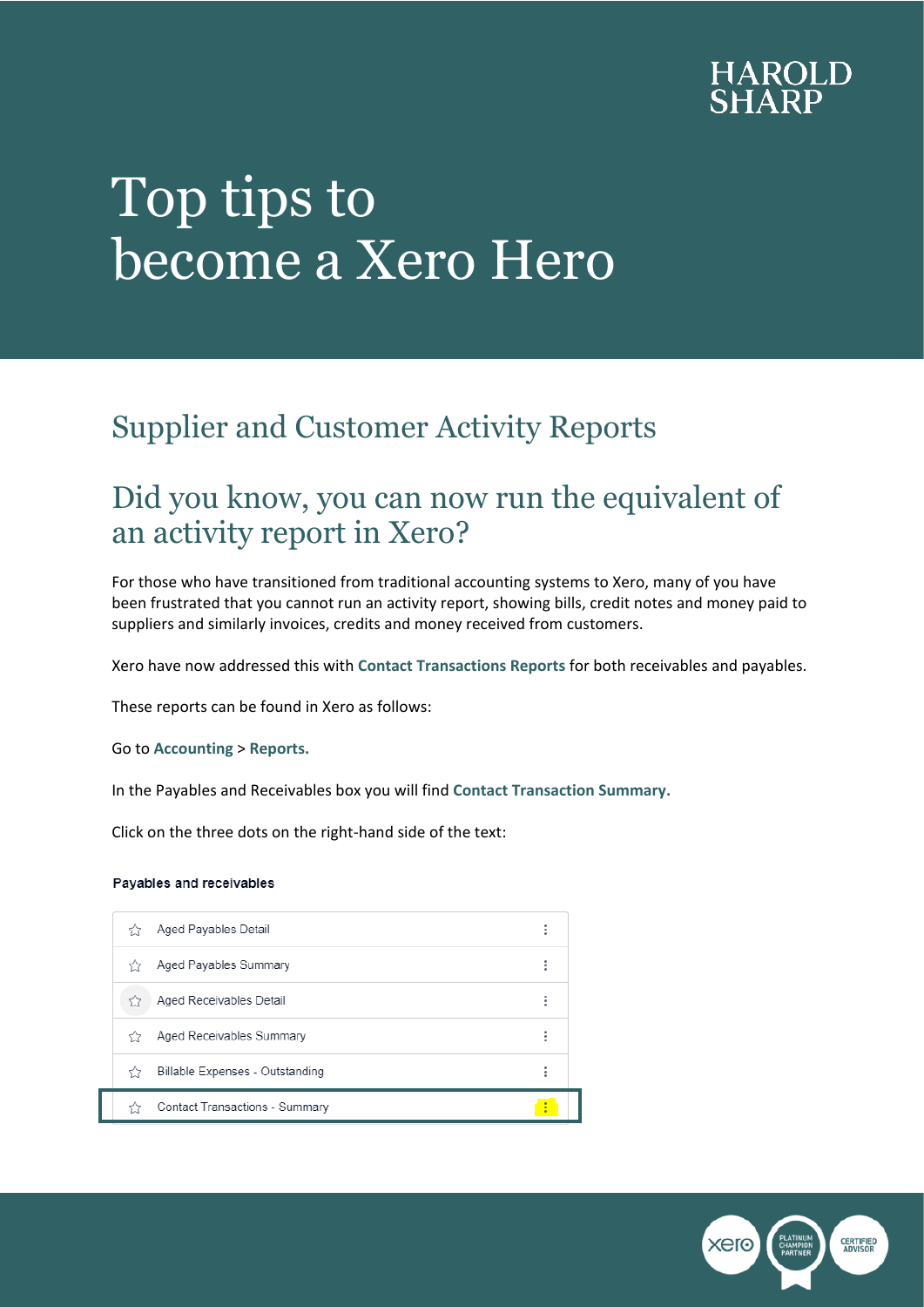HAROLD SHARP

# Top tips to become a Xero Hero

## Supplier and Customer Activity Reports

## Did you know, you can now run the equivalent of an activity report in Xero?

For those who have transitioned from traditional accounting systems to Xero, many of you have been frustrated that you cannot run an activity report, showing bills, credit notes and money paid to suppliers and similarly invoices, credits and money received from customers.

Xero have now addressed this with **Contact Transactions Reports** for both receivables and payables.

These reports can be found in Xero as follows:

Go to **Accounting** > **Reports.**

In the Payables and Receivables box you will find **Contact Transaction Summary.**

Click on the three dots on the right-hand side of the text:

**Payables and receivables**

- Aged Payables Detail
- Aged Payables Summary
- Aged Receivables Detail
- Aged Receivables Summary
- Billable Expenses - Outstanding
- Contact Transactions - Summary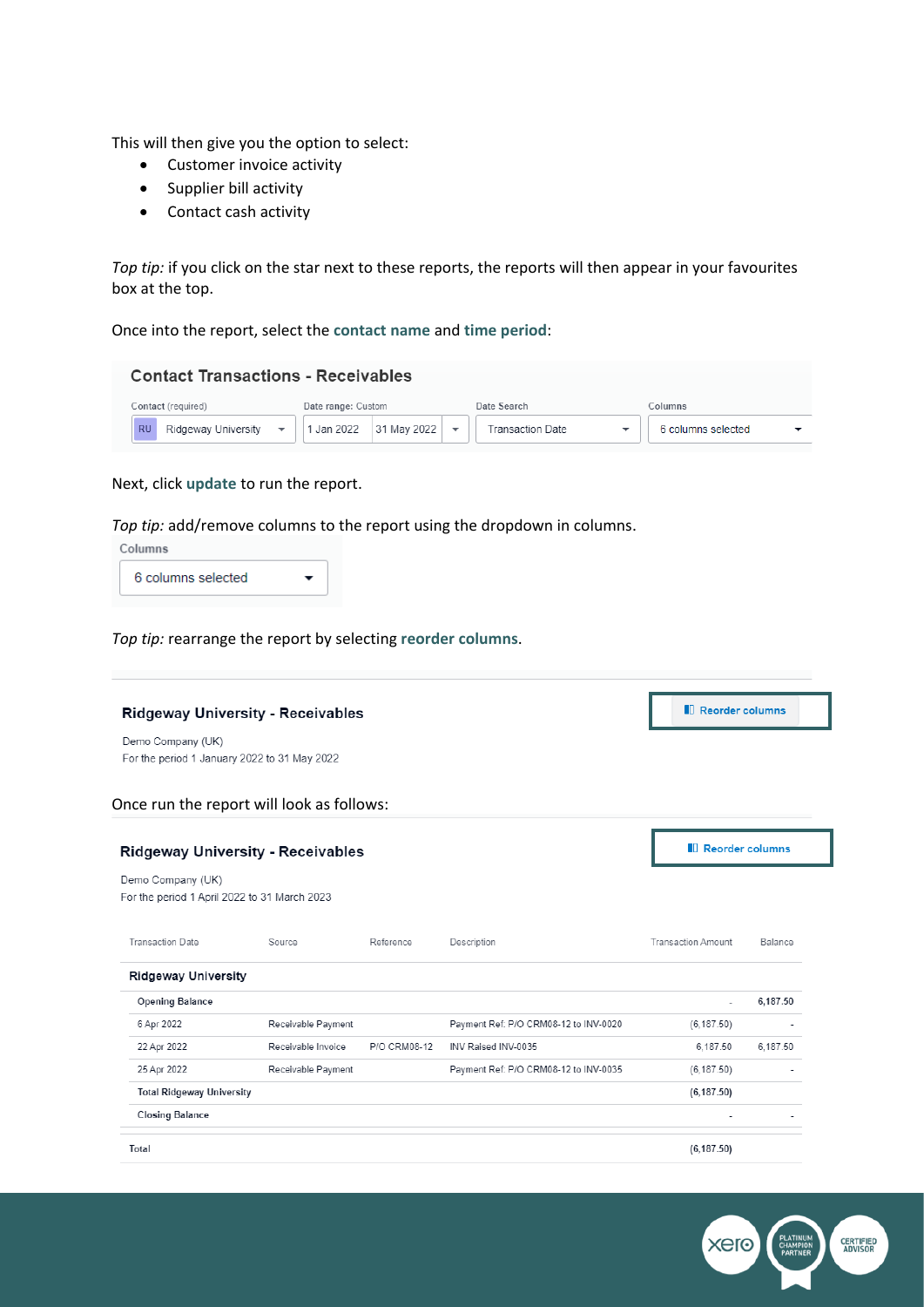This will then give you the option to select:

- Customer invoice activity
- Supplier bill activity
- Contact cash activity

*Top tip:* if you click on the star next to these reports, the reports will then appear in your favourites box at the top.

Once into the report, select the **contact name** and **time period**:

**Contact Transactions - Receivables**

| Contact (required) | Date range: Custom | | Date Search | Columns |
|---|---|---|---|---|
| RU Ridgeway University | 1 Jan 2022 | 31 May 2022 | Transaction Date | 6 columns selected |

Next, click **update** to run the report.

*Top tip:* add/remove columns to the report using the dropdown in columns.

Columns

6 columns selected

*Top tip:* rearrange the report by selecting **reorder columns**.

**Ridgeway University - Receivables**

Reorder columns

Demo Company (UK)
For the period 1 January 2022 to 31 May 2022

Once run the report will look as follows:

**Ridgeway University - Receivables**

Reorder columns

Demo Company (UK)
For the period 1 April 2022 to 31 March 2023

| Transaction Date | Source | Reference | Description | Transaction Amount | Balance |
|---|---|---|---|---|---|
| **Ridgeway University** | | | | | |
| Opening Balance | | | | - | 6,187.50 |
| 6 Apr 2022 | Receivable Payment | | Payment Ref: P/O CRM08-12 to INV-0020 | (6,187.50) | - |
| 22 Apr 2022 | Receivable Invoice | P/O CRM08-12 | INV Raised INV-0035 | 6,187.50 | 6,187.50 |
| 25 Apr 2022 | Receivable Payment | | Payment Ref: P/O CRM08-12 to INV-0035 | (6,187.50) | - |
| Total Ridgeway University | | | | (6,187.50) | |
| Closing Balance | | | | - | - |
| Total | | | | (6,187.50) | |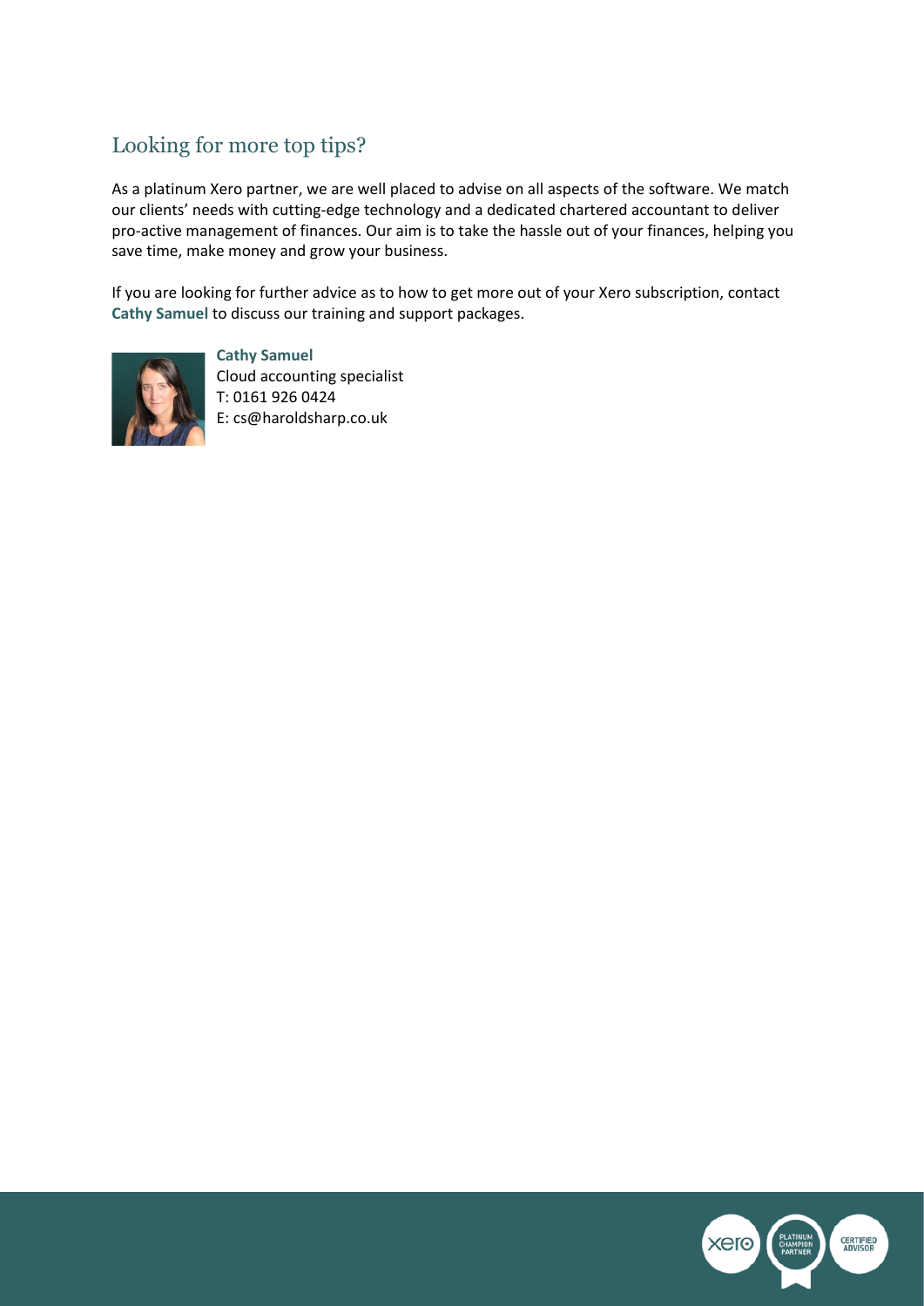## Looking for more top tips?

As a platinum Xero partner, we are well placed to advise on all aspects of the software. We match our clients' needs with cutting-edge technology and a dedicated chartered accountant to deliver pro-active management of finances. Our aim is to take the hassle out of your finances, helping you save time, make money and grow your business.

If you are looking for further advice as to how to get more out of your Xero subscription, contact **Cathy Samuel** to discuss our training and support packages.

**Cathy Samuel**
Cloud accounting specialist
T: 0161 926 0424
E: cs@haroldsharp.co.uk